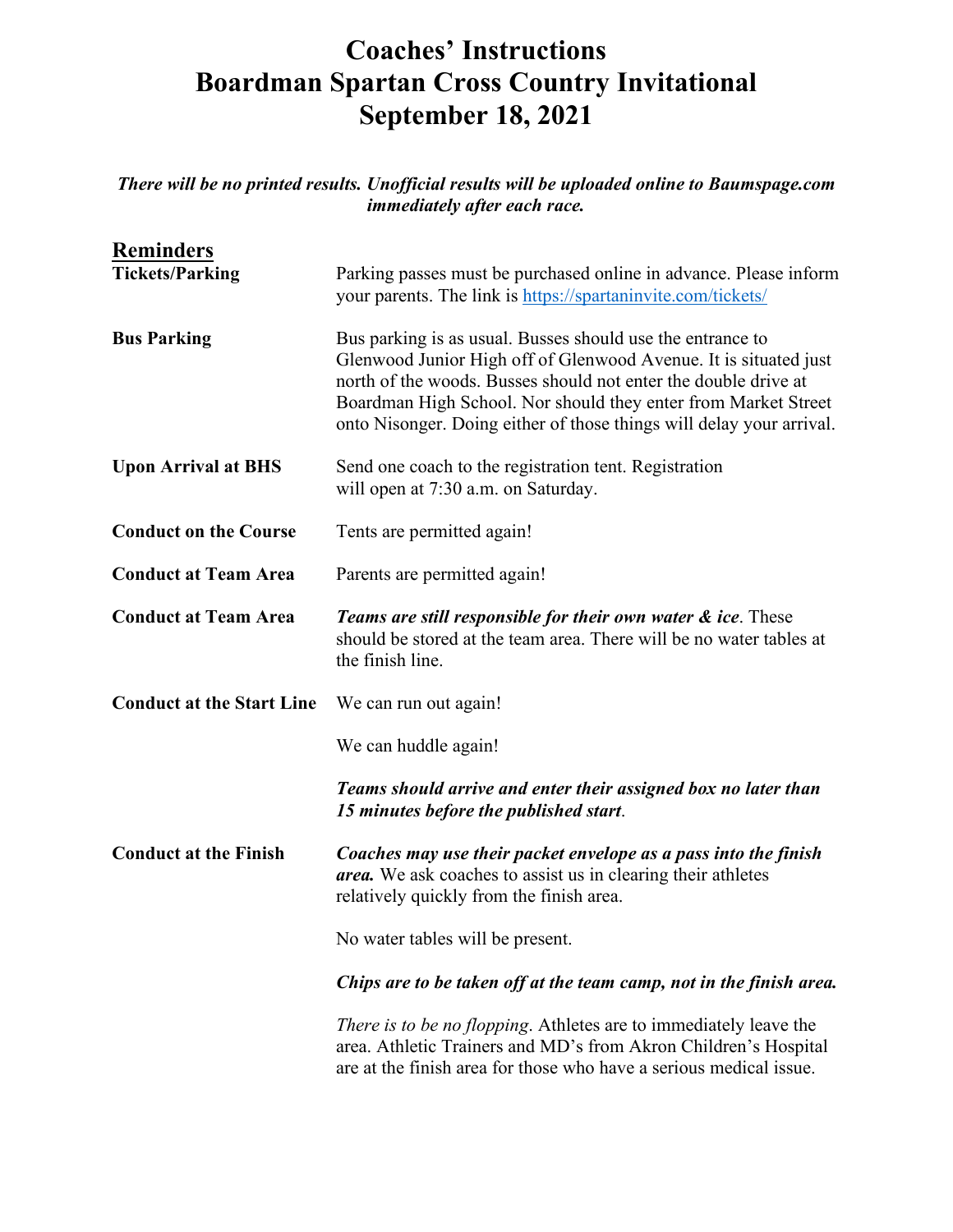# Coaches' Instructions
# Boardman Spartan Cross Country Invitational
# September 18, 2021

***There will be no printed results. Unofficial results will be uploaded online to Baumspage.com immediately after each race.***

## Reminders

**Tickets/Parking**

Parking passes must be purchased online in advance. Please inform your parents. The link is [https://spartaninvite.com/tickets/](https://spartaninvite.com/tickets/)

**Bus Parking**

Bus parking is as usual. Busses should use the entrance to Glenwood Junior High off of Glenwood Avenue. It is situated just north of the woods. Busses should not enter the double drive at Boardman High School. Nor should they enter from Market Street onto Nisonger. Doing either of those things will delay your arrival.

**Upon Arrival at BHS**

Send one coach to the registration tent. Registration will open at 7:30 a.m. on Saturday.

**Conduct on the Course**

Tents are permitted again!

**Conduct at Team Area**

Parents are permitted again!

**Conduct at Team Area**

***Teams are still responsible for their own water & ice***. These should be stored at the team area. There will be no water tables at the finish line.

**Conduct at the Start Line**

We can run out again!

We can huddle again!

***Teams should arrive and enter their assigned box no later than 15 minutes before the published start***.

**Conduct at the Finish**

***Coaches may use their packet envelope as a pass into the finish area.*** We ask coaches to assist us in clearing their athletes relatively quickly from the finish area.

No water tables will be present.

***Chips are to be taken off at the team camp, not in the finish area.***

*There is to be no flopping*. Athletes are to immediately leave the area. Athletic Trainers and MD's from Akron Children's Hospital are at the finish area for those who have a serious medical issue.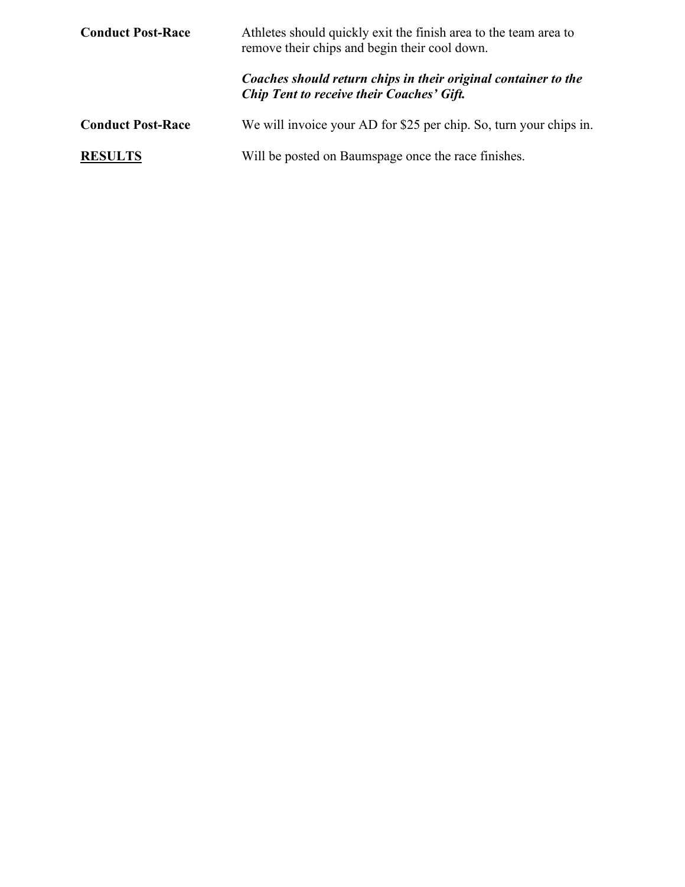| | |
|---|---|
| **Conduct Post-Race** | Athletes should quickly exit the finish area to the team area to remove their chips and begin their cool down.<br><br>***Coaches should return chips in their original container to the Chip Tent to receive their Coaches' Gift.*** |
| **Conduct Post-Race** | We will invoice your AD for $25 per chip. So, turn your chips in. |
| <u>**RESULTS**</u> | Will be posted on Baumspage once the race finishes. |